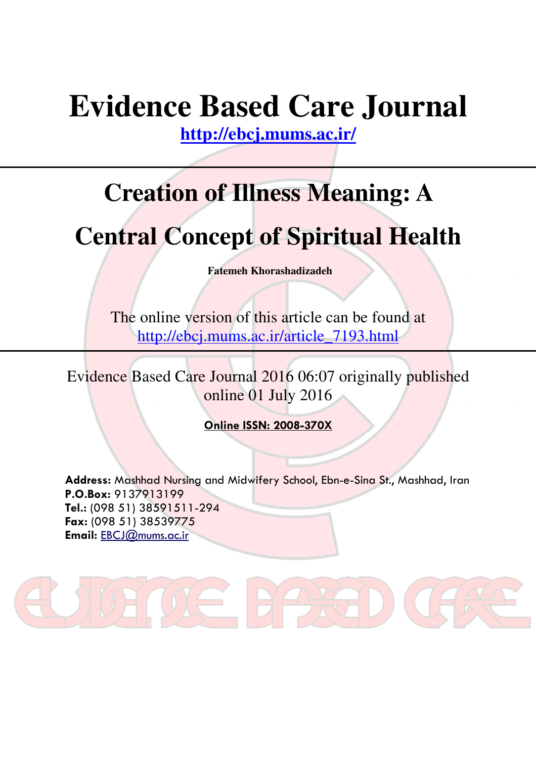# Evidence Based Care Journal

http://ebcj.mums.ac.ir/

## Creation of Illness Meaning: A Central Concept of Spiritual Health

**Fatemeh Khorashadizadeh**

The online version of this article can be found at
http://ebcj.mums.ac.ir/article_7193.html

Evidence Based Care Journal 2016 06:07 originally published online 01 July 2016

**Online ISSN: 2008-370X**

**Address:** Mashhad Nursing and Midwifery School, Ebn-e-Sina St., Mashhad, Iran
**P.O.Box:** 9137913199
**Tel.:** (098 51) 38591511-294
**Fax:** (098 51) 38539775
**Email:** EBCJ@mums.ac.ir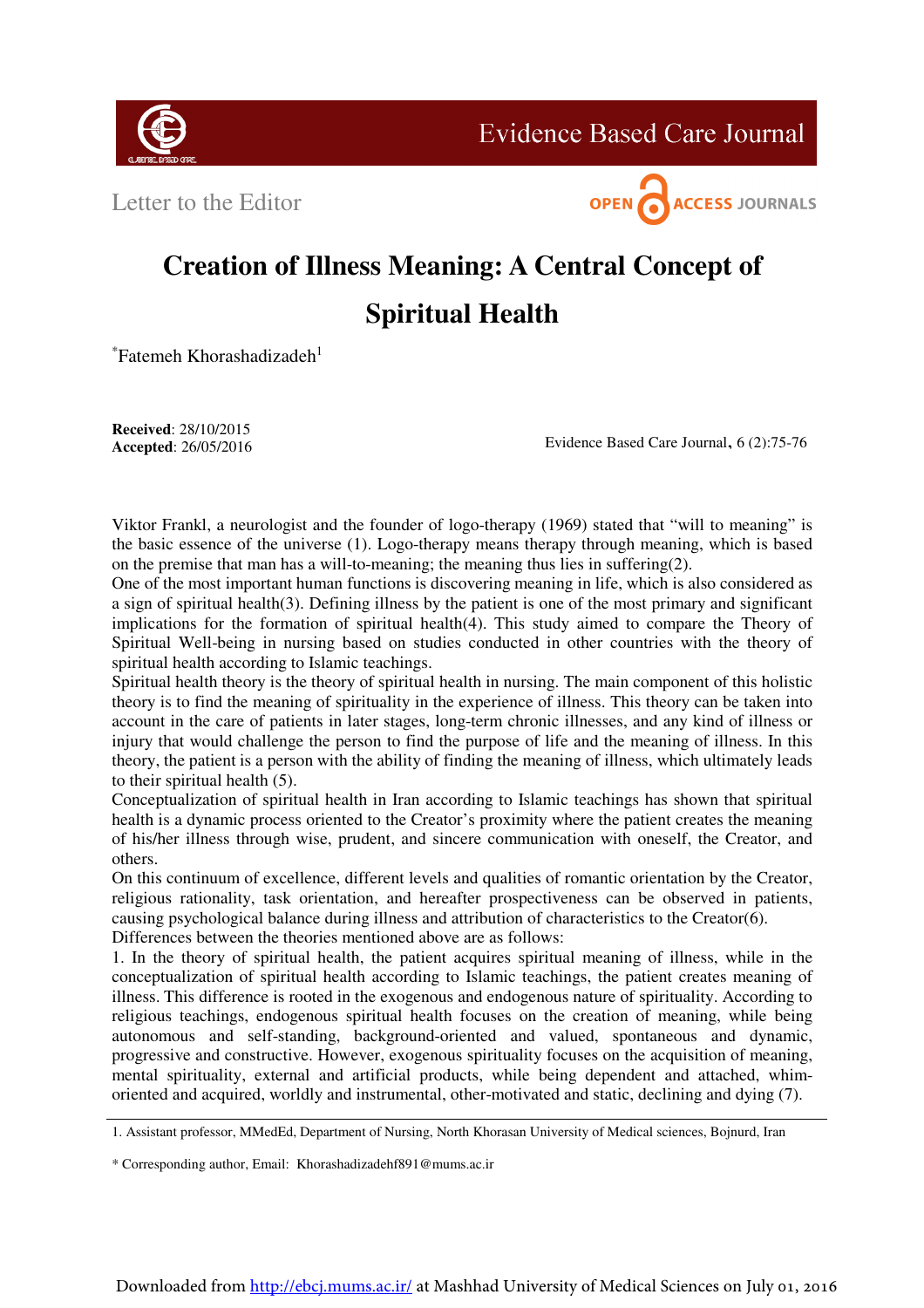Letter to the Editor

# Creation of Illness Meaning: A Central Concept of Spiritual Health

*Fatemeh Khorashadizadeh[1]

**Received**: 28/10/2015
**Accepted**: 26/05/2016

Viktor Frankl, a neurologist and the founder of logo-therapy (1969) stated that "will to meaning" is the basic essence of the universe (1). Logo-therapy means therapy through meaning, which is based on the premise that man has a will-to-meaning; the meaning thus lies in suffering(2).

One of the most important human functions is discovering meaning in life, which is also considered as a sign of spiritual health(3). Defining illness by the patient is one of the most primary and significant implications for the formation of spiritual health(4). This study aimed to compare the Theory of Spiritual Well-being in nursing based on studies conducted in other countries with the theory of spiritual health according to Islamic teachings.

Spiritual health theory is the theory of spiritual health in nursing. The main component of this holistic theory is to find the meaning of spirituality in the experience of illness. This theory can be taken into account in the care of patients in later stages, long-term chronic illnesses, and any kind of illness or injury that would challenge the person to find the purpose of life and the meaning of illness. In this theory, the patient is a person with the ability of finding the meaning of illness, which ultimately leads to their spiritual health (5).

Conceptualization of spiritual health in Iran according to Islamic teachings has shown that spiritual health is a dynamic process oriented to the Creator's proximity where the patient creates the meaning of his/her illness through wise, prudent, and sincere communication with oneself, the Creator, and others.

On this continuum of excellence, different levels and qualities of romantic orientation by the Creator, religious rationality, task orientation, and hereafter prospectiveness can be observed in patients, causing psychological balance during illness and attribution of characteristics to the Creator(6).

Differences between the theories mentioned above are as follows:

1. In the theory of spiritual health, the patient acquires spiritual meaning of illness, while in the conceptualization of spiritual health according to Islamic teachings, the patient creates meaning of illness. This difference is rooted in the exogenous and endogenous nature of spirituality. According to religious teachings, endogenous spiritual health focuses on the creation of meaning, while being autonomous and self-standing, background-oriented and valued, spontaneous and dynamic, progressive and constructive. However, exogenous spirituality focuses on the acquisition of meaning, mental spirituality, external and artificial products, while being dependent and attached, whim-oriented and acquired, worldly and instrumental, other-motivated and static, declining and dying (7).

---

1. Assistant professor, MMedEd, Department of Nursing, North Khorasan University of Medical sciences, Bojnurd, Iran

\* Corresponding author, Email: Khorashadizadehf891@mums.ac.ir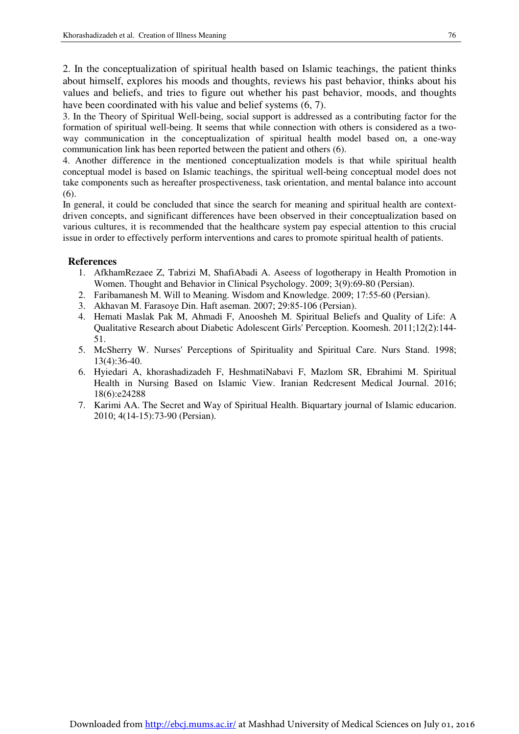2. In the conceptualization of spiritual health based on Islamic teachings, the patient thinks about himself, explores his moods and thoughts, reviews his past behavior, thinks about his values and beliefs, and tries to figure out whether his past behavior, moods, and thoughts have been coordinated with his value and belief systems (6, 7).

3. In the Theory of Spiritual Well-being, social support is addressed as a contributing factor for the formation of spiritual well-being. It seems that while connection with others is considered as a two-way communication in the conceptualization of spiritual health model based on, a one-way communication link has been reported between the patient and others (6).

4. Another difference in the mentioned conceptualization models is that while spiritual health conceptual model is based on Islamic teachings, the spiritual well-being conceptual model does not take components such as hereafter prospectiveness, task orientation, and mental balance into account (6).

In general, it could be concluded that since the search for meaning and spiritual health are context-driven concepts, and significant differences have been observed in their conceptualization based on various cultures, it is recommended that the healthcare system pay especial attention to this crucial issue in order to effectively perform interventions and cares to promote spiritual health of patients.

## References

1. AfkhamRezaee Z, Tabrizi M, ShafiAbadi A. Aseess of logotherapy in Health Promotion in Women. Thought and Behavior in Clinical Psychology. 2009; 3(9):69-80 (Persian).
2. Faribamanesh M. Will to Meaning. Wisdom and Knowledge. 2009; 17:55-60 (Persian).
3. Akhavan M. Farasoye Din. Haft aseman. 2007; 29:85-106 (Persian).
4. Hemati Maslak Pak M, Ahmadi F, Anoosheh M. Spiritual Beliefs and Quality of Life: A Qualitative Research about Diabetic Adolescent Girls' Perception. Koomesh. 2011;12(2):144-51.
5. McSherry W. Nurses' Perceptions of Spirituality and Spiritual Care. Nurs Stand. 1998; 13(4):36-40.
6. Hyiedari A, khorashadizadeh F, HeshmatiNabavi F, Mazlom SR, Ebrahimi M. Spiritual Health in Nursing Based on Islamic View. Iranian Redcresent Medical Journal. 2016; 18(6):e24288
7. Karimi AA. The Secret and Way of Spiritual Health. Biquartary journal of Islamic educarion. 2010; 4(14-15):73-90 (Persian).